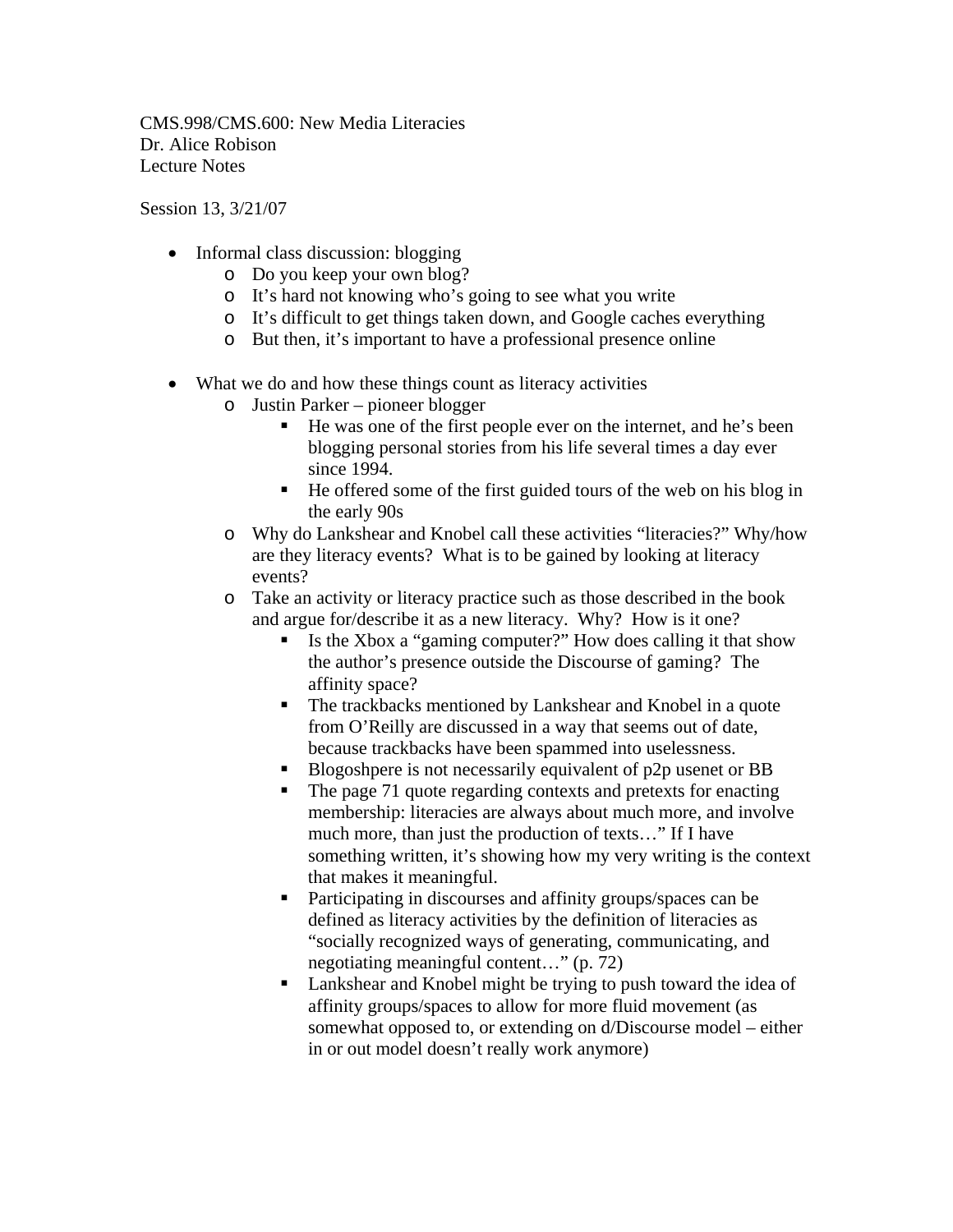CMS.998/CMS.600: New Media Literacies
Dr. Alice Robison
Lecture Notes

Session 13, 3/21/07

- Informal class discussion: blogging
  - Do you keep your own blog?
  - It's hard not knowing who's going to see what you write
  - It's difficult to get things taken down, and Google caches everything
  - But then, it's important to have a professional presence online

- What we do and how these things count as literacy activities
  - Justin Parker – pioneer blogger
    - He was one of the first people ever on the internet, and he's been blogging personal stories from his life several times a day ever since 1994.
    - He offered some of the first guided tours of the web on his blog in the early 90s
  - Why do Lankshear and Knobel call these activities "literacies?" Why/how are they literacy events? What is to be gained by looking at literacy events?
  - Take an activity or literacy practice such as those described in the book and argue for/describe it as a new literacy. Why? How is it one?
    - Is the Xbox a "gaming computer?" How does calling it that show the author's presence outside the Discourse of gaming? The affinity space?
    - The trackbacks mentioned by Lankshear and Knobel in a quote from O'Reilly are discussed in a way that seems out of date, because trackbacks have been spammed into uselessness.
    - Blogoshpere is not necessarily equivalent of p2p usenet or BB
    - The page 71 quote regarding contexts and pretexts for enacting membership: literacies are always about much more, and involve much more, than just the production of texts…" If I have something written, it's showing how my very writing is the context that makes it meaningful.
    - Participating in discourses and affinity groups/spaces can be defined as literacy activities by the definition of literacies as "socially recognized ways of generating, communicating, and negotiating meaningful content…" (p. 72)
    - Lankshear and Knobel might be trying to push toward the idea of affinity groups/spaces to allow for more fluid movement (as somewhat opposed to, or extending on d/Discourse model – either in or out model doesn't really work anymore)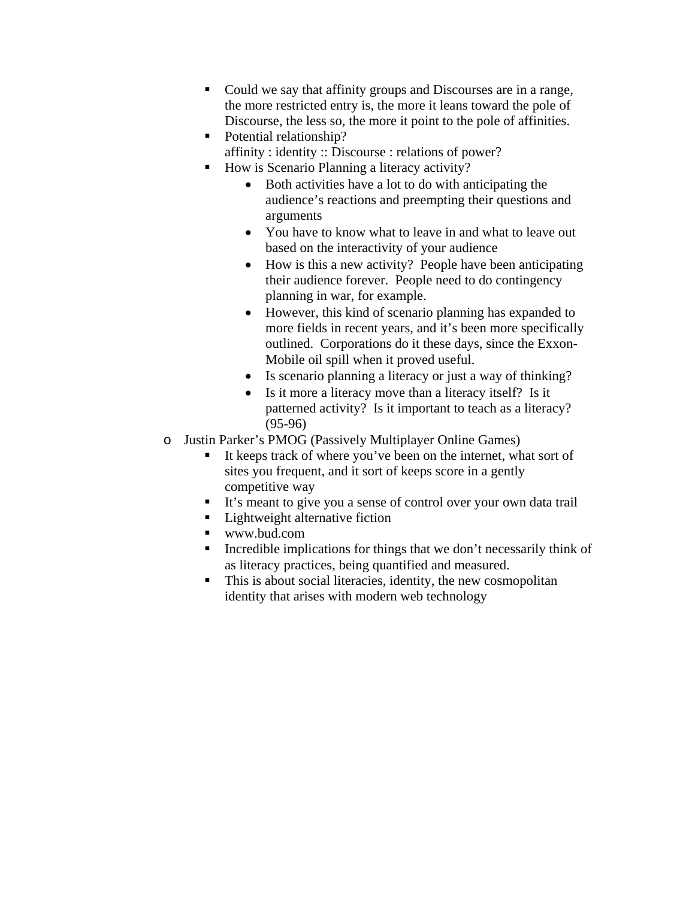- Could we say that affinity groups and Discourses are in a range, the more restricted entry is, the more it leans toward the pole of Discourse, the less so, the more it point to the pole of affinities.
        - Potential relationship?
          affinity : identity :: Discourse : relations of power?
        - How is Scenario Planning a literacy activity?
            - Both activities have a lot to do with anticipating the audience's reactions and preempting their questions and arguments
            - You have to know what to leave in and what to leave out based on the interactivity of your audience
            - How is this a new activity? People have been anticipating their audience forever. People need to do contingency planning in war, for example.
            - However, this kind of scenario planning has expanded to more fields in recent years, and it's been more specifically outlined. Corporations do it these days, since the Exxon-Mobile oil spill when it proved useful.
            - Is scenario planning a literacy or just a way of thinking?
            - Is it more a literacy move than a literacy itself? Is it patterned activity? Is it important to teach as a literacy? (95-96)
    - Justin Parker's PMOG (Passively Multiplayer Online Games)
        - It keeps track of where you've been on the internet, what sort of sites you frequent, and it sort of keeps score in a gently competitive way
        - It's meant to give you a sense of control over your own data trail
        - Lightweight alternative fiction
        - www.bud.com
        - Incredible implications for things that we don't necessarily think of as literacy practices, being quantified and measured.
        - This is about social literacies, identity, the new cosmopolitan identity that arises with modern web technology